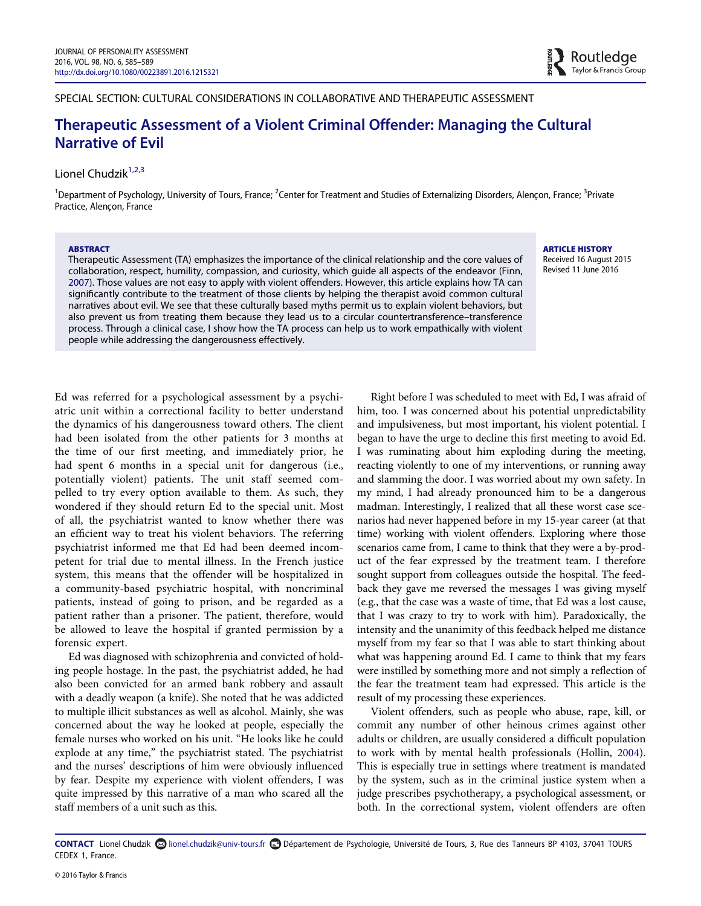SPECIAL SECTION: CULTURAL CONSIDERATIONS IN COLLABORATIVE AND THERAPEUTIC ASSESSMENT

# Therapeutic Assessment of a Violent Criminal Offender: Managing the Cultural Narrative of Evil

Lionel Chudzik[1,2,3]

[1]Department of Psychology, University of Tours, France; [2]Center for Treatment and Studies of Externalizing Disorders, Alençon, France; [3]Private Practice, Alençon, France

**ABSTRACT**

Therapeutic Assessment (TA) emphasizes the importance of the clinical relationship and the core values of collaboration, respect, humility, compassion, and curiosity, which guide all aspects of the endeavor (Finn, 2007). Those values are not easy to apply with violent offenders. However, this article explains how TA can significantly contribute to the treatment of those clients by helping the therapist avoid common cultural narratives about evil. We see that these culturally based myths permit us to explain violent behaviors, but also prevent us from treating them because they lead us to a circular countertransference–transference process. Through a clinical case, I show how the TA process can help us to work empathically with violent people while addressing the dangerousness effectively.

**ARTICLE HISTORY**

Received 16 August 2015
Revised 11 June 2016

Ed was referred for a psychological assessment by a psychiatric unit within a correctional facility to better understand the dynamics of his dangerousness toward others. The client had been isolated from the other patients for 3 months at the time of our first meeting, and immediately prior, he had spent 6 months in a special unit for dangerous (i.e., potentially violent) patients. The unit staff seemed compelled to try every option available to them. As such, they wondered if they should return Ed to the special unit. Most of all, the psychiatrist wanted to know whether there was an efficient way to treat his violent behaviors. The referring psychiatrist informed me that Ed had been deemed incompetent for trial due to mental illness. In the French justice system, this means that the offender will be hospitalized in a community-based psychiatric hospital, with noncriminal patients, instead of going to prison, and be regarded as a patient rather than a prisoner. The patient, therefore, would be allowed to leave the hospital if granted permission by a forensic expert.

Ed was diagnosed with schizophrenia and convicted of holding people hostage. In the past, the psychiatrist added, he had also been convicted for an armed bank robbery and assault with a deadly weapon (a knife). She noted that he was addicted to multiple illicit substances as well as alcohol. Mainly, she was concerned about the way he looked at people, especially the female nurses who worked on his unit. "He looks like he could explode at any time," the psychiatrist stated. The psychiatrist and the nurses' descriptions of him were obviously influenced by fear. Despite my experience with violent offenders, I was quite impressed by this narrative of a man who scared all the staff members of a unit such as this.

Right before I was scheduled to meet with Ed, I was afraid of him, too. I was concerned about his potential unpredictability and impulsiveness, but most important, his violent potential. I began to have the urge to decline this first meeting to avoid Ed. I was ruminating about him exploding during the meeting, reacting violently to one of my interventions, or running away and slamming the door. I was worried about my own safety. In my mind, I had already pronounced him to be a dangerous madman. Interestingly, I realized that all these worst case scenarios had never happened before in my 15-year career (at that time) working with violent offenders. Exploring where those scenarios came from, I came to think that they were a by-product of the fear expressed by the treatment team. I therefore sought support from colleagues outside the hospital. The feedback they gave me reversed the messages I was giving myself (e.g., that the case was a waste of time, that Ed was a lost cause, that I was crazy to try to work with him). Paradoxically, the intensity and the unanimity of this feedback helped me distance myself from my fear so that I was able to start thinking about what was happening around Ed. I came to think that my fears were instilled by something more and not simply a reflection of the fear the treatment team had expressed. This article is the result of my processing these experiences.

Violent offenders, such as people who abuse, rape, kill, or commit any number of other heinous crimes against other adults or children, are usually considered a difficult population to work with by mental health professionals (Hollin, 2004). This is especially true in settings where treatment is mandated by the system, such as in the criminal justice system when a judge prescribes psychotherapy, a psychological assessment, or both. In the correctional system, violent offenders are often

**CONTACT** Lionel Chudzik lionel.chudzik@univ-tours.fr Département de Psychologie, Université de Tours, 3, Rue des Tanneurs BP 4103, 37041 TOURS CEDEX 1, France.

© 2016 Taylor & Francis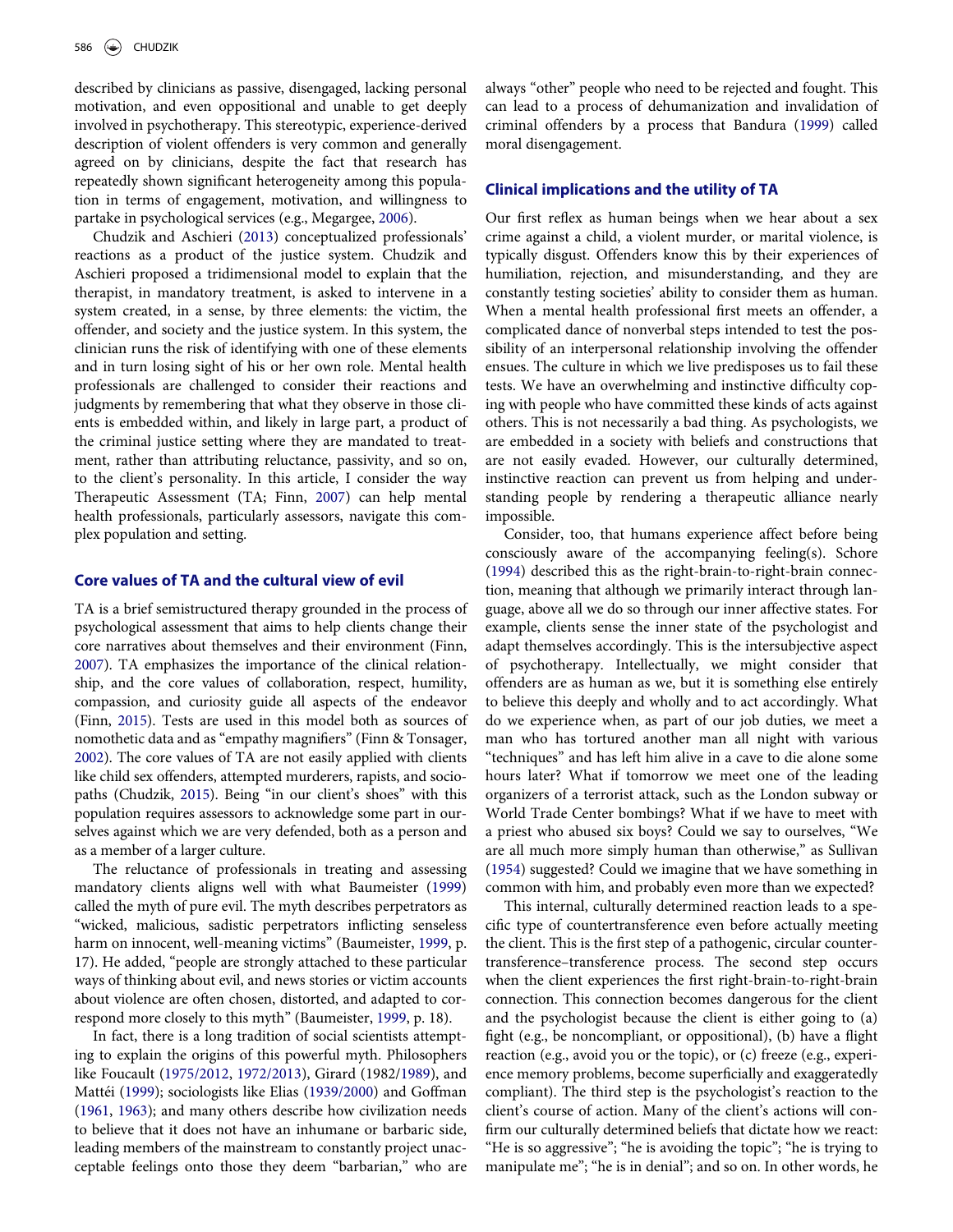described by clinicians as passive, disengaged, lacking personal motivation, and even oppositional and unable to get deeply involved in psychotherapy. This stereotypic, experience-derived description of violent offenders is very common and generally agreed on by clinicians, despite the fact that research has repeatedly shown significant heterogeneity among this population in terms of engagement, motivation, and willingness to partake in psychological services (e.g., Megargee, 2006).

Chudzik and Aschieri (2013) conceptualized professionals' reactions as a product of the justice system. Chudzik and Aschieri proposed a tridimensional model to explain that the therapist, in mandatory treatment, is asked to intervene in a system created, in a sense, by three elements: the victim, the offender, and society and the justice system. In this system, the clinician runs the risk of identifying with one of these elements and in turn losing sight of his or her own role. Mental health professionals are challenged to consider their reactions and judgments by remembering that what they observe in those clients is embedded within, and likely in large part, a product of the criminal justice setting where they are mandated to treatment, rather than attributing reluctance, passivity, and so on, to the client's personality. In this article, I consider the way Therapeutic Assessment (TA; Finn, 2007) can help mental health professionals, particularly assessors, navigate this complex population and setting.

## Core values of TA and the cultural view of evil

TA is a brief semistructured therapy grounded in the process of psychological assessment that aims to help clients change their core narratives about themselves and their environment (Finn, 2007). TA emphasizes the importance of the clinical relationship, and the core values of collaboration, respect, humility, compassion, and curiosity guide all aspects of the endeavor (Finn, 2015). Tests are used in this model both as sources of nomothetic data and as "empathy magnifiers" (Finn & Tonsager, 2002). The core values of TA are not easily applied with clients like child sex offenders, attempted murderers, rapists, and sociopaths (Chudzik, 2015). Being "in our client's shoes" with this population requires assessors to acknowledge some part in ourselves against which we are very defended, both as a person and as a member of a larger culture.

The reluctance of professionals in treating and assessing mandatory clients aligns well with what Baumeister (1999) called the myth of pure evil. The myth describes perpetrators as "wicked, malicious, sadistic perpetrators inflicting senseless harm on innocent, well-meaning victims" (Baumeister, 1999, p. 17). He added, "people are strongly attached to these particular ways of thinking about evil, and news stories or victim accounts about violence are often chosen, distorted, and adapted to correspond more closely to this myth" (Baumeister, 1999, p. 18).

In fact, there is a long tradition of social scientists attempting to explain the origins of this powerful myth. Philosophers like Foucault (1975/2012, 1972/2013), Girard (1982/1989), and Mattéi (1999); sociologists like Elias (1939/2000) and Goffman (1961, 1963); and many others describe how civilization needs to believe that it does not have an inhumane or barbaric side, leading members of the mainstream to constantly project unacceptable feelings onto those they deem "barbarian," who are always "other" people who need to be rejected and fought. This can lead to a process of dehumanization and invalidation of criminal offenders by a process that Bandura (1999) called moral disengagement.

## Clinical implications and the utility of TA

Our first reflex as human beings when we hear about a sex crime against a child, a violent murder, or marital violence, is typically disgust. Offenders know this by their experiences of humiliation, rejection, and misunderstanding, and they are constantly testing societies' ability to consider them as human. When a mental health professional first meets an offender, a complicated dance of nonverbal steps intended to test the possibility of an interpersonal relationship involving the offender ensues. The culture in which we live predisposes us to fail these tests. We have an overwhelming and instinctive difficulty coping with people who have committed these kinds of acts against others. This is not necessarily a bad thing. As psychologists, we are embedded in a society with beliefs and constructions that are not easily evaded. However, our culturally determined, instinctive reaction can prevent us from helping and understanding people by rendering a therapeutic alliance nearly impossible.

Consider, too, that humans experience affect before being consciously aware of the accompanying feeling(s). Schore (1994) described this as the right-brain-to-right-brain connection, meaning that although we primarily interact through language, above all we do so through our inner affective states. For example, clients sense the inner state of the psychologist and adapt themselves accordingly. This is the intersubjective aspect of psychotherapy. Intellectually, we might consider that offenders are as human as we, but it is something else entirely to believe this deeply and wholly and to act accordingly. What do we experience when, as part of our job duties, we meet a man who has tortured another man all night with various "techniques" and has left him alive in a cave to die alone some hours later? What if tomorrow we meet one of the leading organizers of a terrorist attack, such as the London subway or World Trade Center bombings? What if we have to meet with a priest who abused six boys? Could we say to ourselves, "We are all much more simply human than otherwise," as Sullivan (1954) suggested? Could we imagine that we have something in common with him, and probably even more than we expected?

This internal, culturally determined reaction leads to a specific type of countertransference even before actually meeting the client. This is the first step of a pathogenic, circular countertransference–transference process. The second step occurs when the client experiences the first right-brain-to-right-brain connection. This connection becomes dangerous for the client and the psychologist because the client is either going to (a) fight (e.g., be noncompliant, or oppositional), (b) have a flight reaction (e.g., avoid you or the topic), or (c) freeze (e.g., experience memory problems, become superficially and exaggeratedly compliant). The third step is the psychologist's reaction to the client's course of action. Many of the client's actions will confirm our culturally determined beliefs that dictate how we react: "He is so aggressive"; "he is avoiding the topic"; "he is trying to manipulate me"; "he is in denial"; and so on. In other words, he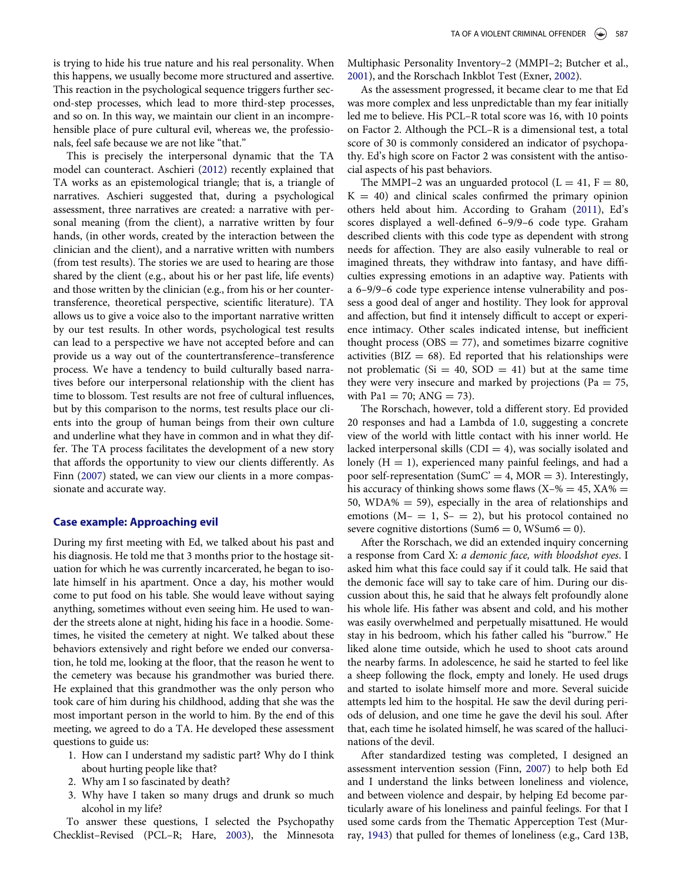is trying to hide his true nature and his real personality. When this happens, we usually become more structured and assertive. This reaction in the psychological sequence triggers further second-step processes, which lead to more third-step processes, and so on. In this way, we maintain our client in an incomprehensible place of pure cultural evil, whereas we, the professionals, feel safe because we are not like "that."

This is precisely the interpersonal dynamic that the TA model can counteract. Aschieri (2012) recently explained that TA works as an epistemological triangle; that is, a triangle of narratives. Aschieri suggested that, during a psychological assessment, three narratives are created: a narrative with personal meaning (from the client), a narrative written by four hands, (in other words, created by the interaction between the clinician and the client), and a narrative written with numbers (from test results). The stories we are used to hearing are those shared by the client (e.g., about his or her past life, life events) and those written by the clinician (e.g., from his or her countertransference, theoretical perspective, scientific literature). TA allows us to give a voice also to the important narrative written by our test results. In other words, psychological test results can lead to a perspective we have not accepted before and can provide us a way out of the countertransference–transference process. We have a tendency to build culturally based narratives before our interpersonal relationship with the client has time to blossom. Test results are not free of cultural influences, but by this comparison to the norms, test results place our clients into the group of human beings from their own culture and underline what they have in common and in what they differ. The TA process facilitates the development of a new story that affords the opportunity to view our clients differently. As Finn (2007) stated, we can view our clients in a more compassionate and accurate way.

## Case example: Approaching evil

During my first meeting with Ed, we talked about his past and his diagnosis. He told me that 3 months prior to the hostage situation for which he was currently incarcerated, he began to isolate himself in his apartment. Once a day, his mother would come to put food on his table. She would leave without saying anything, sometimes without even seeing him. He used to wander the streets alone at night, hiding his face in a hoodie. Sometimes, he visited the cemetery at night. We talked about these behaviors extensively and right before we ended our conversation, he told me, looking at the floor, that the reason he went to the cemetery was because his grandmother was buried there. He explained that this grandmother was the only person who took care of him during his childhood, adding that she was the most important person in the world to him. By the end of this meeting, we agreed to do a TA. He developed these assessment questions to guide us:

1. How can I understand my sadistic part? Why do I think about hurting people like that?
2. Why am I so fascinated by death?
3. Why have I taken so many drugs and drunk so much alcohol in my life?

To answer these questions, I selected the Psychopathy Checklist–Revised (PCL–R; Hare, 2003), the Minnesota Multiphasic Personality Inventory–2 (MMPI–2; Butcher et al., 2001), and the Rorschach Inkblot Test (Exner, 2002).

As the assessment progressed, it became clear to me that Ed was more complex and less unpredictable than my fear initially led me to believe. His PCL–R total score was 16, with 10 points on Factor 2. Although the PCL–R is a dimensional test, a total score of 30 is commonly considered an indicator of psychopathy. Ed's high score on Factor 2 was consistent with the antisocial aspects of his past behaviors.

The MMPI–2 was an unguarded protocol (L = 41, F = 80, K = 40) and clinical scales confirmed the primary opinion others held about him. According to Graham (2011), Ed's scores displayed a well-defined 6–9/9–6 code type. Graham described clients with this code type as dependent with strong needs for affection. They are also easily vulnerable to real or imagined threats, they withdraw into fantasy, and have difficulties expressing emotions in an adaptive way. Patients with a 6–9/9–6 code type experience intense vulnerability and possess a good deal of anger and hostility. They look for approval and affection, but find it intensely difficult to accept or experience intimacy. Other scales indicated intense, but inefficient thought process (OBS = 77), and sometimes bizarre cognitive activities (BIZ = 68). Ed reported that his relationships were not problematic (Si = 40, SOD = 41) but at the same time they were very insecure and marked by projections (Pa = 75, with Pa1 = 70; ANG = 73).

The Rorschach, however, told a different story. Ed provided 20 responses and had a Lambda of 1.0, suggesting a concrete view of the world with little contact with his inner world. He lacked interpersonal skills (CDI = 4), was socially isolated and lonely (H = 1), experienced many painful feelings, and had a poor self-representation (SumC' = 4, MOR = 3). Interestingly, his accuracy of thinking shows some flaws (X–% = 45, XA% = 50, WDA% = 59), especially in the area of relationships and emotions (M– = 1, S– = 2), but his protocol contained no severe cognitive distortions (Sum6 = 0, WSum6 = 0).

After the Rorschach, we did an extended inquiry concerning a response from Card X: *a demonic face, with bloodshot eyes*. I asked him what this face could say if it could talk. He said that the demonic face will say to take care of him. During our discussion about this, he said that he always felt profoundly alone his whole life. His father was absent and cold, and his mother was easily overwhelmed and perpetually misattuned. He would stay in his bedroom, which his father called his "burrow." He liked alone time outside, which he used to shoot cats around the nearby farms. In adolescence, he said he started to feel like a sheep following the flock, empty and lonely. He used drugs and started to isolate himself more and more. Several suicide attempts led him to the hospital. He saw the devil during periods of delusion, and one time he gave the devil his soul. After that, each time he isolated himself, he was scared of the hallucinations of the devil.

After standardized testing was completed, I designed an assessment intervention session (Finn, 2007) to help both Ed and I understand the links between loneliness and violence, and between violence and despair, by helping Ed become particularly aware of his loneliness and painful feelings. For that I used some cards from the Thematic Apperception Test (Murray, 1943) that pulled for themes of loneliness (e.g., Card 13B,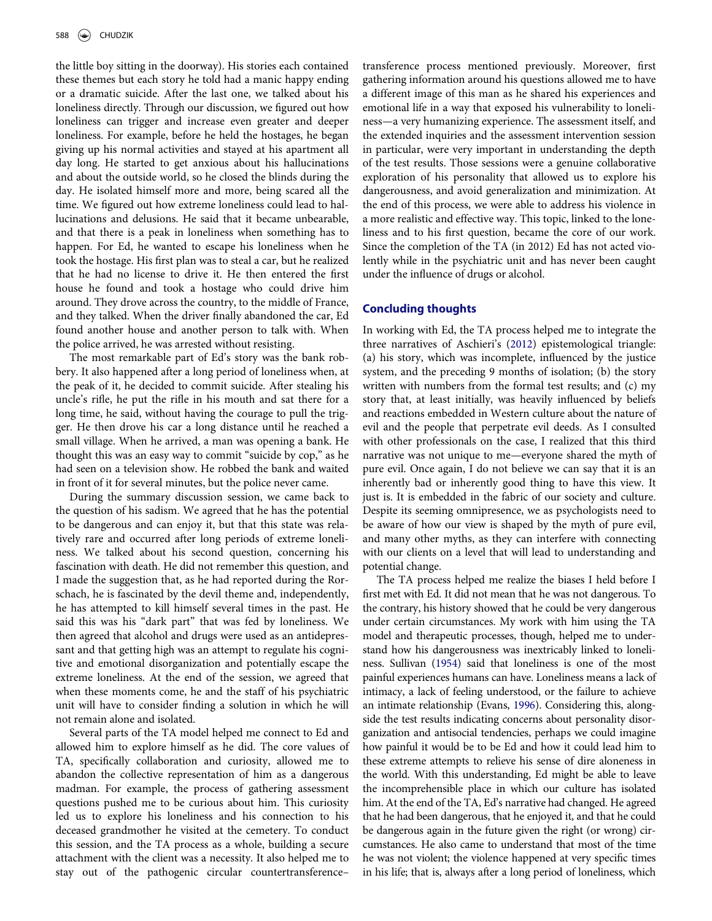the little boy sitting in the doorway). His stories each contained these themes but each story he told had a manic happy ending or a dramatic suicide. After the last one, we talked about his loneliness directly. Through our discussion, we figured out how loneliness can trigger and increase even greater and deeper loneliness. For example, before he held the hostages, he began giving up his normal activities and stayed at his apartment all day long. He started to get anxious about his hallucinations and about the outside world, so he closed the blinds during the day. He isolated himself more and more, being scared all the time. We figured out how extreme loneliness could lead to hallucinations and delusions. He said that it became unbearable, and that there is a peak in loneliness when something has to happen. For Ed, he wanted to escape his loneliness when he took the hostage. His first plan was to steal a car, but he realized that he had no license to drive it. He then entered the first house he found and took a hostage who could drive him around. They drove across the country, to the middle of France, and they talked. When the driver finally abandoned the car, Ed found another house and another person to talk with. When the police arrived, he was arrested without resisting.

The most remarkable part of Ed's story was the bank robbery. It also happened after a long period of loneliness when, at the peak of it, he decided to commit suicide. After stealing his uncle's rifle, he put the rifle in his mouth and sat there for a long time, he said, without having the courage to pull the trigger. He then drove his car a long distance until he reached a small village. When he arrived, a man was opening a bank. He thought this was an easy way to commit "suicide by cop," as he had seen on a television show. He robbed the bank and waited in front of it for several minutes, but the police never came.

During the summary discussion session, we came back to the question of his sadism. We agreed that he has the potential to be dangerous and can enjoy it, but that this state was relatively rare and occurred after long periods of extreme loneliness. We talked about his second question, concerning his fascination with death. He did not remember this question, and I made the suggestion that, as he had reported during the Rorschach, he is fascinated by the devil theme and, independently, he has attempted to kill himself several times in the past. He said this was his "dark part" that was fed by loneliness. We then agreed that alcohol and drugs were used as an antidepressant and that getting high was an attempt to regulate his cognitive and emotional disorganization and potentially escape the extreme loneliness. At the end of the session, we agreed that when these moments come, he and the staff of his psychiatric unit will have to consider finding a solution in which he will not remain alone and isolated.

Several parts of the TA model helped me connect to Ed and allowed him to explore himself as he did. The core values of TA, specifically collaboration and curiosity, allowed me to abandon the collective representation of him as a dangerous madman. For example, the process of gathering assessment questions pushed me to be curious about him. This curiosity led us to explore his loneliness and his connection to his deceased grandmother he visited at the cemetery. To conduct this session, and the TA process as a whole, building a secure attachment with the client was a necessity. It also helped me to stay out of the pathogenic circular countertransference–transference process mentioned previously. Moreover, first gathering information around his questions allowed me to have a different image of this man as he shared his experiences and emotional life in a way that exposed his vulnerability to loneliness—a very humanizing experience. The assessment itself, and the extended inquiries and the assessment intervention session in particular, were very important in understanding the depth of the test results. Those sessions were a genuine collaborative exploration of his personality that allowed us to explore his dangerousness, and avoid generalization and minimization. At the end of this process, we were able to address his violence in a more realistic and effective way. This topic, linked to the loneliness and to his first question, became the core of our work. Since the completion of the TA (in 2012) Ed has not acted violently while in the psychiatric unit and has never been caught under the influence of drugs or alcohol.

## Concluding thoughts

In working with Ed, the TA process helped me to integrate the three narratives of Aschieri's (2012) epistemological triangle: (a) his story, which was incomplete, influenced by the justice system, and the preceding 9 months of isolation; (b) the story written with numbers from the formal test results; and (c) my story that, at least initially, was heavily influenced by beliefs and reactions embedded in Western culture about the nature of evil and the people that perpetrate evil deeds. As I consulted with other professionals on the case, I realized that this third narrative was not unique to me—everyone shared the myth of pure evil. Once again, I do not believe we can say that it is an inherently bad or inherently good thing to have this view. It just is. It is embedded in the fabric of our society and culture. Despite its seeming omnipresence, we as psychologists need to be aware of how our view is shaped by the myth of pure evil, and many other myths, as they can interfere with connecting with our clients on a level that will lead to understanding and potential change.

The TA process helped me realize the biases I held before I first met with Ed. It did not mean that he was not dangerous. To the contrary, his history showed that he could be very dangerous under certain circumstances. My work with him using the TA model and therapeutic processes, though, helped me to understand how his dangerousness was inextricably linked to loneliness. Sullivan (1954) said that loneliness is one of the most painful experiences humans can have. Loneliness means a lack of intimacy, a lack of feeling understood, or the failure to achieve an intimate relationship (Evans, 1996). Considering this, alongside the test results indicating concerns about personality disorganization and antisocial tendencies, perhaps we could imagine how painful it would be to be Ed and how it could lead him to these extreme attempts to relieve his sense of dire aloneness in the world. With this understanding, Ed might be able to leave the incomprehensible place in which our culture has isolated him. At the end of the TA, Ed's narrative had changed. He agreed that he had been dangerous, that he enjoyed it, and that he could be dangerous again in the future given the right (or wrong) circumstances. He also came to understand that most of the time he was not violent; the violence happened at very specific times in his life; that is, always after a long period of loneliness, which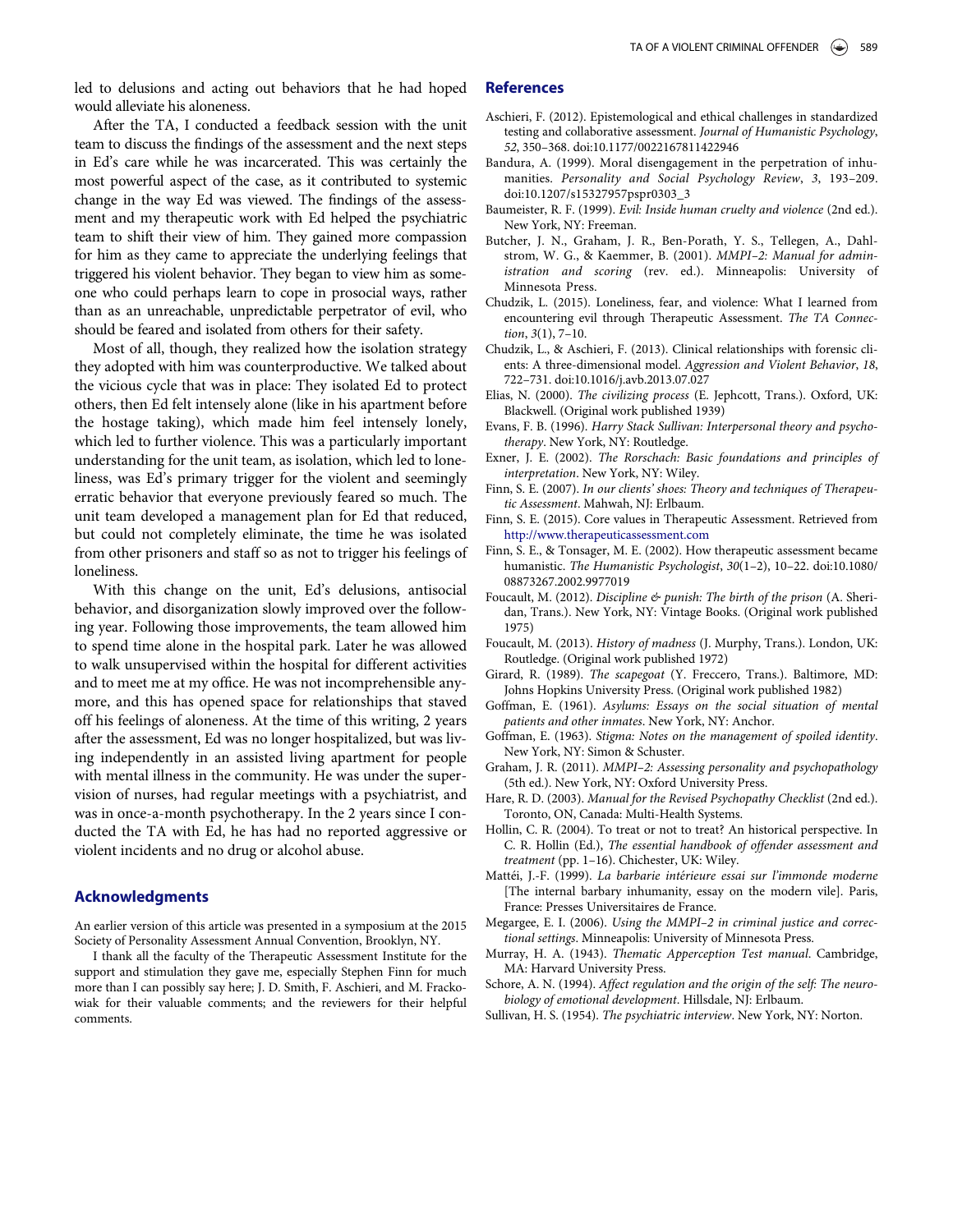led to delusions and acting out behaviors that he had hoped would alleviate his aloneness.

After the TA, I conducted a feedback session with the unit team to discuss the findings of the assessment and the next steps in Ed's care while he was incarcerated. This was certainly the most powerful aspect of the case, as it contributed to systemic change in the way Ed was viewed. The findings of the assessment and my therapeutic work with Ed helped the psychiatric team to shift their view of him. They gained more compassion for him as they came to appreciate the underlying feelings that triggered his violent behavior. They began to view him as someone who could perhaps learn to cope in prosocial ways, rather than as an unreachable, unpredictable perpetrator of evil, who should be feared and isolated from others for their safety.

Most of all, though, they realized how the isolation strategy they adopted with him was counterproductive. We talked about the vicious cycle that was in place: They isolated Ed to protect others, then Ed felt intensely alone (like in his apartment before the hostage taking), which made him feel intensely lonely, which led to further violence. This was a particularly important understanding for the unit team, as isolation, which led to loneliness, was Ed's primary trigger for the violent and seemingly erratic behavior that everyone previously feared so much. The unit team developed a management plan for Ed that reduced, but could not completely eliminate, the time he was isolated from other prisoners and staff so as not to trigger his feelings of loneliness.

With this change on the unit, Ed's delusions, antisocial behavior, and disorganization slowly improved over the following year. Following those improvements, the team allowed him to spend time alone in the hospital park. Later he was allowed to walk unsupervised within the hospital for different activities and to meet me at my office. He was not incomprehensible anymore, and this has opened space for relationships that staved off his feelings of aloneness. At the time of this writing, 2 years after the assessment, Ed was no longer hospitalized, but was living independently in an assisted living apartment for people with mental illness in the community. He was under the supervision of nurses, had regular meetings with a psychiatrist, and was in once-a-month psychotherapy. In the 2 years since I conducted the TA with Ed, he has had no reported aggressive or violent incidents and no drug or alcohol abuse.

## Acknowledgments

An earlier version of this article was presented in a symposium at the 2015 Society of Personality Assessment Annual Convention, Brooklyn, NY.

I thank all the faculty of the Therapeutic Assessment Institute for the support and stimulation they gave me, especially Stephen Finn for much more than I can possibly say here; J. D. Smith, F. Aschieri, and M. Frackowiak for their valuable comments; and the reviewers for their helpful comments.

## References

Aschieri, F. (2012). Epistemological and ethical challenges in standardized testing and collaborative assessment. *Journal of Humanistic Psychology*, *52*, 350–368. doi:10.1177/0022167811422946

Bandura, A. (1999). Moral disengagement in the perpetration of inhumanities. *Personality and Social Psychology Review*, *3*, 193–209. doi:10.1207/s15327957pspr0303_3

Baumeister, R. F. (1999). *Evil: Inside human cruelty and violence* (2nd ed.). New York, NY: Freeman.

Butcher, J. N., Graham, J. R., Ben-Porath, Y. S., Tellegen, A., Dahlstrom, W. G., & Kaemmer, B. (2001). *MMPI–2: Manual for administration and scoring* (rev. ed.). Minneapolis: University of Minnesota Press.

Chudzik, L. (2015). Loneliness, fear, and violence: What I learned from encountering evil through Therapeutic Assessment. *The TA Connection*, *3*(1), 7–10.

Chudzik, L., & Aschieri, F. (2013). Clinical relationships with forensic clients: A three-dimensional model. *Aggression and Violent Behavior*, *18*, 722–731. doi:10.1016/j.avb.2013.07.027

Elias, N. (2000). *The civilizing process* (E. Jephcott, Trans.). Oxford, UK: Blackwell. (Original work published 1939)

Evans, F. B. (1996). *Harry Stack Sullivan: Interpersonal theory and psychotherapy*. New York, NY: Routledge.

Exner, J. E. (2002). *The Rorschach: Basic foundations and principles of interpretation*. New York, NY: Wiley.

Finn, S. E. (2007). *In our clients' shoes: Theory and techniques of Therapeutic Assessment*. Mahwah, NJ: Erlbaum.

Finn, S. E. (2015). Core values in Therapeutic Assessment. Retrieved from http://www.therapeuticassessment.com

Finn, S. E., & Tonsager, M. E. (2002). How therapeutic assessment became humanistic. *The Humanistic Psychologist*, *30*(1–2), 10–22. doi:10.1080/08873267.2002.9977019

Foucault, M. (2012). *Discipline & punish: The birth of the prison* (A. Sheridan, Trans.). New York, NY: Vintage Books. (Original work published 1975)

Foucault, M. (2013). *History of madness* (J. Murphy, Trans.). London, UK: Routledge. (Original work published 1972)

Girard, R. (1989). *The scapegoat* (Y. Freccero, Trans.). Baltimore, MD: Johns Hopkins University Press. (Original work published 1982)

Goffman, E. (1961). *Asylums: Essays on the social situation of mental patients and other inmates*. New York, NY: Anchor.

Goffman, E. (1963). *Stigma: Notes on the management of spoiled identity*. New York, NY: Simon & Schuster.

Graham, J. R. (2011). *MMPI–2: Assessing personality and psychopathology* (5th ed.). New York, NY: Oxford University Press.

Hare, R. D. (2003). *Manual for the Revised Psychopathy Checklist* (2nd ed.). Toronto, ON, Canada: Multi-Health Systems.

Hollin, C. R. (2004). To treat or not to treat? An historical perspective. In C. R. Hollin (Ed.), *The essential handbook of offender assessment and treatment* (pp. 1–16). Chichester, UK: Wiley.

Mattéi, J.-F. (1999). *La barbarie intérieure essai sur l'immonde moderne* [The internal barbary inhumanity, essay on the modern vile]. Paris, France: Presses Universitaires de France.

Megargee, E. I. (2006). *Using the MMPI–2 in criminal justice and correctional settings*. Minneapolis: University of Minnesota Press.

Murray, H. A. (1943). *Thematic Apperception Test manual*. Cambridge, MA: Harvard University Press.

Schore, A. N. (1994). *Affect regulation and the origin of the self: The neurobiology of emotional development*. Hillsdale, NJ: Erlbaum.

Sullivan, H. S. (1954). *The psychiatric interview*. New York, NY: Norton.